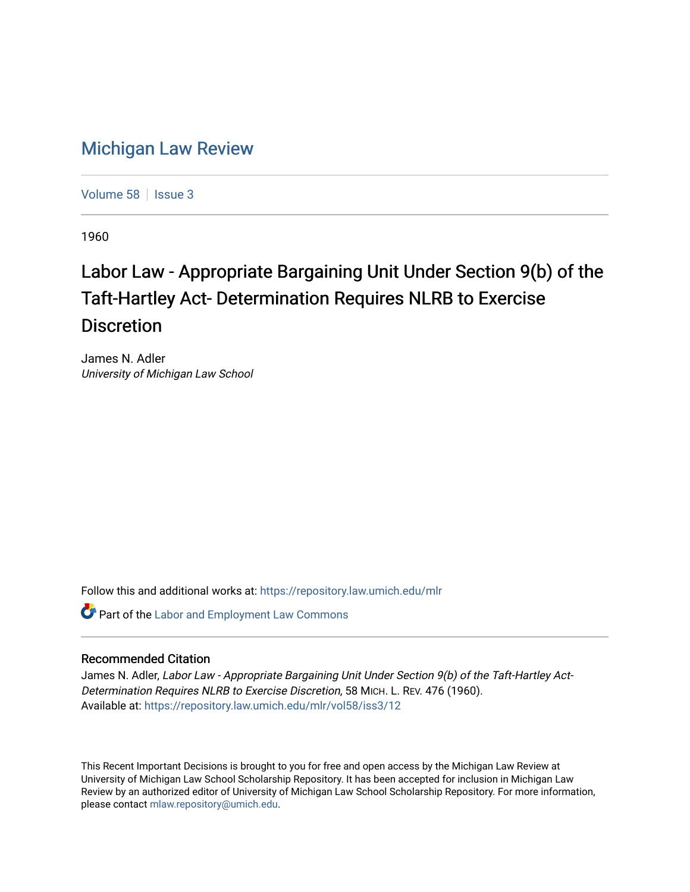# Michigan Law Review

Volume 58 | Issue 3

1960

## Labor Law - Appropriate Bargaining Unit Under Section 9(b) of the Taft-Hartley Act- Determination Requires NLRB to Exercise Discretion

James N. Adler
*University of Michigan Law School*

Follow this and additional works at: https://repository.law.umich.edu/mlr

Part of the Labor and Employment Law Commons

### Recommended Citation

James N. Adler, *Labor Law - Appropriate Bargaining Unit Under Section 9(b) of the Taft-Hartley Act- Determination Requires NLRB to Exercise Discretion*, 58 MICH. L. REV. 476 (1960).
Available at: https://repository.law.umich.edu/mlr/vol58/iss3/12

This Recent Important Decisions is brought to you for free and open access by the Michigan Law Review at University of Michigan Law School Scholarship Repository. It has been accepted for inclusion in Michigan Law Review by an authorized editor of University of Michigan Law School Scholarship Repository. For more information, please contact mlaw.repository@umich.edu.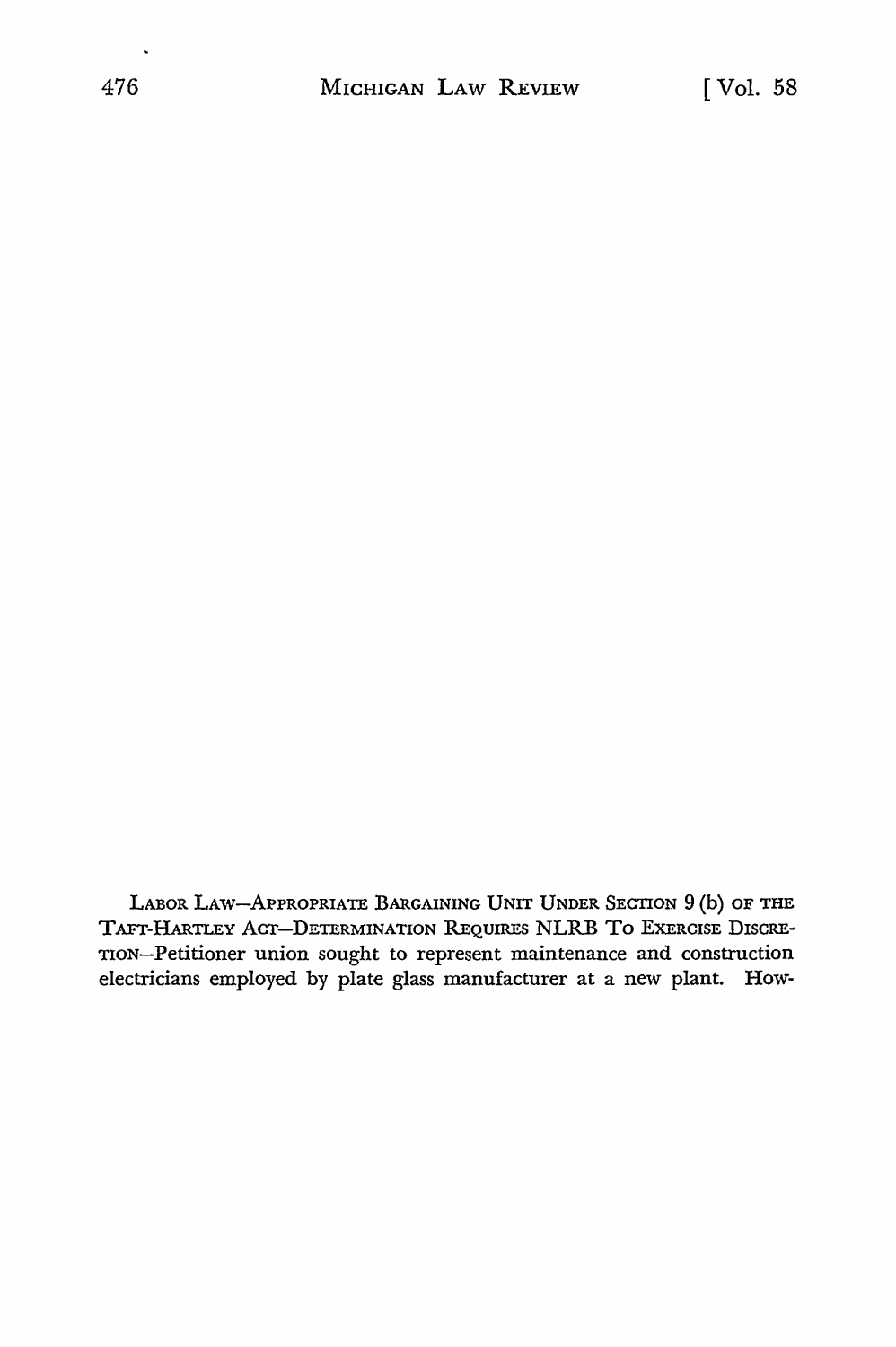LABOR LAW—APPROPRIATE BARGAINING UNIT UNDER SECTION 9 (b) OF THE TAFT-HARTLEY ACT—DETERMINATION REQUIRES NLRB TO EXERCISE DISCRETION—Petitioner union sought to represent maintenance and construction electricians employed by plate glass manufacturer at a new plant. How-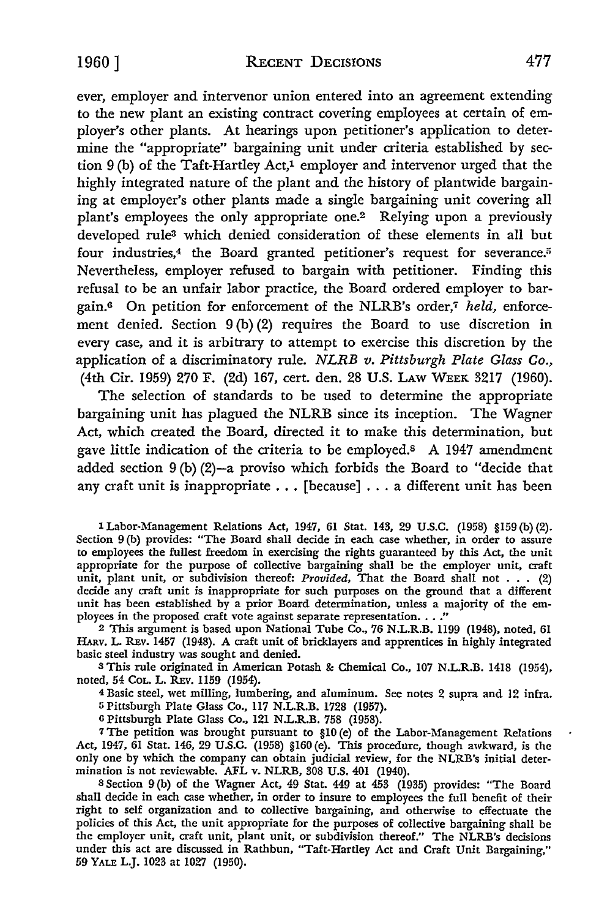ever, employer and intervenor union entered into an agreement extending to the new plant an existing contract covering employees at certain of employer's other plants. At hearings upon petitioner's application to determine the "appropriate" bargaining unit under criteria established by section 9 (b) of the Taft-Hartley Act,[1] employer and intervenor urged that the highly integrated nature of the plant and the history of plantwide bargaining at employer's other plants made a single bargaining unit covering all plant's employees the only appropriate one.[2] Relying upon a previously developed rule[3] which denied consideration of these elements in all but four industries,[4] the Board granted petitioner's request for severance.[5] Nevertheless, employer refused to bargain with petitioner. Finding this refusal to be an unfair labor practice, the Board ordered employer to bargain.[6] On petition for enforcement of the NLRB's order,[7] *held,* enforcement denied. Section 9 (b) (2) requires the Board to use discretion in every case, and it is arbitrary to attempt to exercise this discretion by the application of a discriminatory rule. *NLRB v. Pittsburgh Plate Glass Co.,* (4th Cir. 1959) 270 F. (2d) 167, cert. den. 28 U.S. LAW WEEK 3217 (1960).

The selection of standards to be used to determine the appropriate bargaining unit has plagued the NLRB since its inception. The Wagner Act, which created the Board, directed it to make this determination, but gave little indication of the criteria to be employed.[8] A 1947 amendment added section 9 (b) (2)—a proviso which forbids the Board to "decide that any craft unit is inappropriate . . . [because] . . . a different unit has been

---

[1] Labor-Management Relations Act, 1947, 61 Stat. 143, 29 U.S.C. (1958) §159 (b) (2). Section 9 (b) provides: "The Board shall decide in each case whether, in order to assure to employees the fullest freedom in exercising the rights guaranteed by this Act, the unit appropriate for the purpose of collective bargaining shall be the employer unit, craft unit, plant unit, or subdivision thereof: *Provided,* That the Board shall not . . . (2) decide any craft unit is inappropriate for such purposes on the ground that a different unit has been established by a prior Board determination, unless a majority of the employees in the proposed craft vote against separate representation. . . ."

[2] This argument is based upon National Tube Co., 76 N.L.R.B. 1199 (1948), noted, 61 HARV. L. REV. 1457 (1948). A craft unit of bricklayers and apprentices in highly integrated basic steel industry was sought and denied.

[3] This rule originated in American Potash & Chemical Co., 107 N.L.R.B. 1418 (1954), noted, 54 COL. L. REV. 1159 (1954).

[4] Basic steel, wet milling, lumbering, and aluminum. See notes 2 supra and 12 infra.

[5] Pittsburgh Plate Glass Co., 117 N.L.R.B. 1728 (1957).

[6] Pittsburgh Plate Glass Co., 121 N.L.R.B. 758 (1958).

[7] The petition was brought pursuant to §10 (e) of the Labor-Management Relations Act, 1947, 61 Stat. 146, 29 U.S.C. (1958) §160 (e). This procedure, though awkward, is the only one by which the company can obtain judicial review, for the NLRB's initial determination is not reviewable. AFL v. NLRB, 308 U.S. 401 (1940).

[8] Section 9 (b) of the Wagner Act, 49 Stat. 449 at 453 (1935) provides: "The Board shall decide in each case whether, in order to insure to employees the full benefit of their right to self organization and to collective bargaining, and otherwise to effectuate the policies of this Act, the unit appropriate for the purposes of collective bargaining shall be the employer unit, craft unit, plant unit, or subdivision thereof." The NLRB's decisions under this act are discussed in Rathbun, "Taft-Hartley Act and Craft Unit Bargaining," 59 YALE L.J. 1023 at 1027 (1950).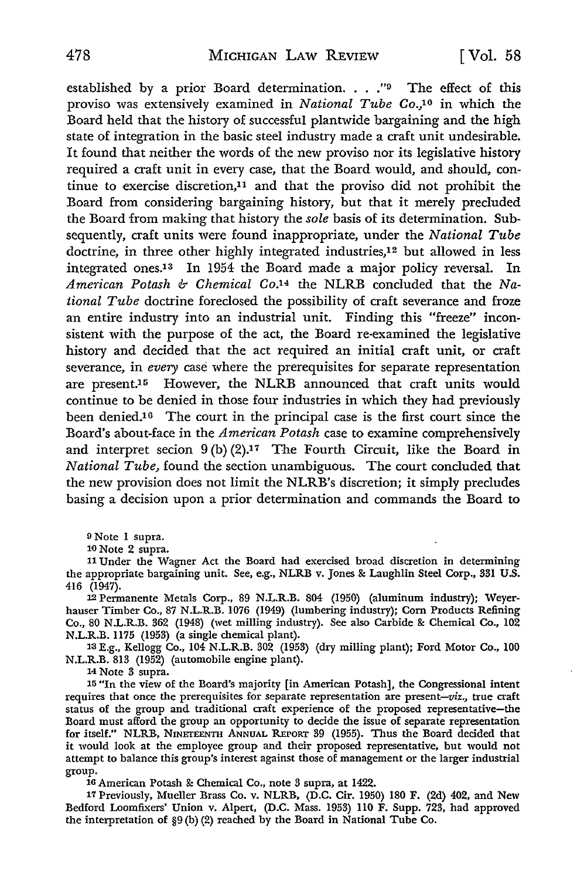established by a prior Board determination. . . ."[9] The effect of this proviso was extensively examined in *National Tube Co.*,[10] in which the Board held that the history of successful plantwide bargaining and the high state of integration in the basic steel industry made a craft unit undesirable. It found that neither the words of the new proviso nor its legislative history required a craft unit in every case, that the Board would, and should, continue to exercise discretion,[11] and that the proviso did not prohibit the Board from considering bargaining history, but that it merely precluded the Board from making that history the *sole* basis of its determination. Subsequently, craft units were found inappropriate, under the *National Tube* doctrine, in three other highly integrated industries,[12] but allowed in less integrated ones.[13] In 1954 the Board made a major policy reversal. In *American Potash & Chemical Co.*[14] the NLRB concluded that the *National Tube* doctrine foreclosed the possibility of craft severance and froze an entire industry into an industrial unit. Finding this "freeze" inconsistent with the purpose of the act, the Board re-examined the legislative history and decided that the act required an initial craft unit, or craft severance, in *every* case where the prerequisites for separate representation are present.[15] However, the NLRB announced that craft units would continue to be denied in those four industries in which they had previously been denied.[16] The court in the principal case is the first court since the Board's about-face in the *American Potash* case to examine comprehensively and interpret secion 9(b)(2).[17] The Fourth Circuit, like the Board in *National Tube,* found the section unambiguous. The court concluded that the new provision does not limit the NLRB's discretion; it simply precludes basing a decision upon a prior determination and commands the Board to

---

[9] Note 1 supra.

[10] Note 2 supra.

[11] Under the Wagner Act the Board had exercised broad discretion in determining the appropriate bargaining unit. See, e.g., NLRB v. Jones & Laughlin Steel Corp., 331 U.S. 416 (1947).

[12] Permanente Metals Corp., 89 N.L.R.B. 804 (1950) (aluminum industry); Weyerhauser Timber Co., 87 N.L.R.B. 1076 (1949) (lumbering industry); Corn Products Refining Co., 80 N.L.R.B. 362 (1948) (wet milling industry). See also Carbide & Chemical Co., 102 N.L.R.B. 1175 (1953) (a single chemical plant).

[13] E.g., Kellogg Co., 104 N.L.R.B. 302 (1953) (dry milling plant); Ford Motor Co., 100 N.L.R.B. 813 (1952) (automobile engine plant).

[14] Note 3 supra.

[15] "In the view of the Board's majority [in American Potash], the Congressional intent requires that once the prerequisites for separate representation are present—*viz.*, true craft status of the group and traditional craft experience of the proposed representative—the Board must afford the group an opportunity to decide the issue of separate representation for itself." NLRB, NINETEENTH ANNUAL REPORT 39 (1955). Thus the Board decided that it would look at the employee group and their proposed representative, but would not attempt to balance this group's interest against those of management or the larger industrial group.

[16] American Potash & Chemical Co., note 3 supra, at 1422.

[17] Previously, Mueller Brass Co. v. NLRB, (D.C. Cir. 1950) 180 F. (2d) 402, and New Bedford Loomfixers' Union v. Alpert, (D.C. Mass. 1953) 110 F. Supp. 723, had approved the interpretation of §9(b)(2) reached by the Board in National Tube Co.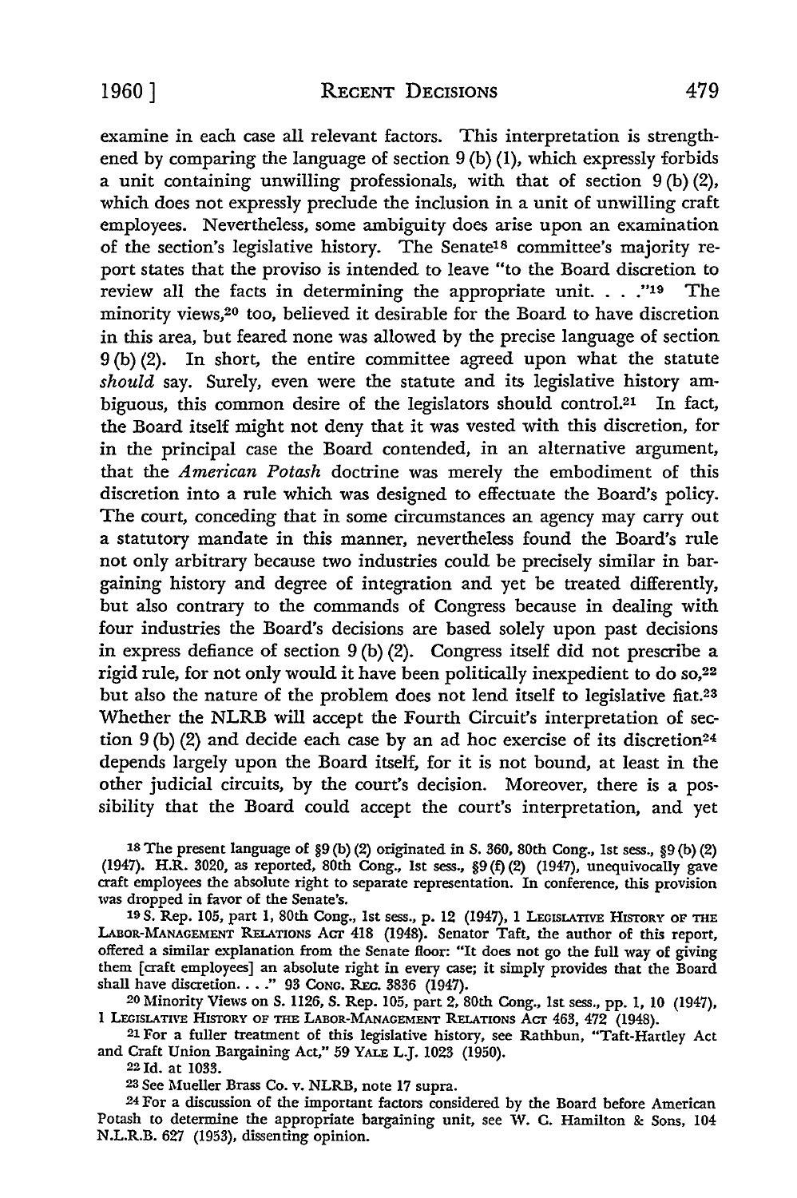examine in each case all relevant factors. This interpretation is strengthened by comparing the language of section 9 (b) (1), which expressly forbids a unit containing unwilling professionals, with that of section 9 (b) (2), which does not expressly preclude the inclusion in a unit of unwilling craft employees. Nevertheless, some ambiguity does arise upon an examination of the section's legislative history. The Senate[18] committee's majority report states that the proviso is intended to leave "to the Board discretion to review all the facts in determining the appropriate unit. . . ."[19] The minority views,[20] too, believed it desirable for the Board to have discretion in this area, but feared none was allowed by the precise language of section 9 (b) (2). In short, the entire committee agreed upon what the statute *should* say. Surely, even were the statute and its legislative history ambiguous, this common desire of the legislators should control.[21] In fact, the Board itself might not deny that it was vested with this discretion, for in the principal case the Board contended, in an alternative argument, that the *American Potash* doctrine was merely the embodiment of this discretion into a rule which was designed to effectuate the Board's policy. The court, conceding that in some circumstances an agency may carry out a statutory mandate in this manner, nevertheless found the Board's rule not only arbitrary because two industries could be precisely similar in bargaining history and degree of integration and yet be treated differently, but also contrary to the commands of Congress because in dealing with four industries the Board's decisions are based solely upon past decisions in express defiance of section 9 (b) (2). Congress itself did not prescribe a rigid rule, for not only would it have been politically inexpedient to do so,[22] but also the nature of the problem does not lend itself to legislative fiat.[23] Whether the NLRB will accept the Fourth Circuit's interpretation of section 9 (b) (2) and decide each case by an ad hoc exercise of its discretion[24] depends largely upon the Board itself, for it is not bound, at least in the other judicial circuits, by the court's decision. Moreover, there is a possibility that the Board could accept the court's interpretation, and yet

---

[18] The present language of §9 (b) (2) originated in S. 360, 80th Cong., 1st sess., §9 (b) (2) (1947). H.R. 3020, as reported, 80th Cong., 1st sess., §9 (f) (2) (1947), unequivocally gave craft employees the absolute right to separate representation. In conference, this provision was dropped in favor of the Senate's.

[19] S. Rep. 105, part 1, 80th Cong., 1st sess., p. 12 (1947), 1 LEGISLATIVE HISTORY OF THE LABOR-MANAGEMENT RELATIONS ACT 418 (1948). Senator Taft, the author of this report, offered a similar explanation from the Senate floor: "It does not go the full way of giving them [craft employees] an absolute right in every case; it simply provides that the Board shall have discretion. . . ." 93 CONG. REC. 3836 (1947).

[20] Minority Views on S. 1126, S. Rep. 105, part 2, 80th Cong., 1st sess., pp. 1, 10 (1947), 1 LEGISLATIVE HISTORY OF THE LABOR-MANAGEMENT RELATIONS ACT 463, 472 (1948).

[21] For a fuller treatment of this legislative history, see Rathbun, "Taft-Hartley Act and Craft Union Bargaining Act," 59 YALE L.J. 1023 (1950).

[22] Id. at 1033.

[23] See Mueller Brass Co. v. NLRB, note 17 supra.

[24] For a discussion of the important factors considered by the Board before American Potash to determine the appropriate bargaining unit, see W. C. Hamilton & Sons, 104 N.L.R.B. 627 (1953), dissenting opinion.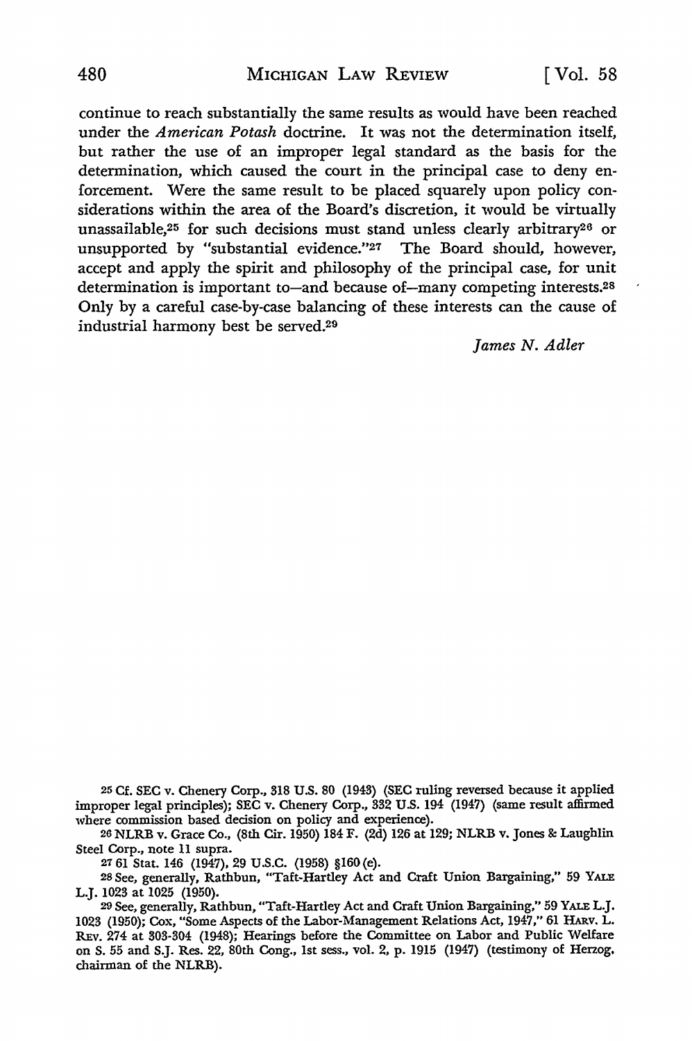continue to reach substantially the same results as would have been reached under the *American Potash* doctrine. It was not the determination itself, but rather the use of an improper legal standard as the basis for the determination, which caused the court in the principal case to deny enforcement. Were the same result to be placed squarely upon policy considerations within the area of the Board's discretion, it would be virtually unassailable,[25] for such decisions must stand unless clearly arbitrary[26] or unsupported by "substantial evidence."[27] The Board should, however, accept and apply the spirit and philosophy of the principal case, for unit determination is important to—and because of—many competing interests.[28] Only by a careful case-by-case balancing of these interests can the cause of industrial harmony best be served.[29]

*James N. Adler*

---

[25] Cf. SEC v. Chenery Corp., 318 U.S. 80 (1943) (SEC ruling reversed because it applied improper legal principles); SEC v. Chenery Corp., 332 U.S. 194 (1947) (same result affirmed where commission based decision on policy and experience).

[26] NLRB v. Grace Co., (8th Cir. 1950) 184 F. (2d) 126 at 129; NLRB v. Jones & Laughlin Steel Corp., note 11 supra.

[27] 61 Stat. 146 (1947), 29 U.S.C. (1958) §160 (e).

[28] See, generally, Rathbun, "Taft-Hartley Act and Craft Union Bargaining," 59 YALE L.J. 1023 at 1025 (1950).

[29] See, generally, Rathbun, "Taft-Hartley Act and Craft Union Bargaining," 59 YALE L.J. 1023 (1950); Cox, "Some Aspects of the Labor-Management Relations Act, 1947," 61 HARV. L. REV. 274 at 303-304 (1948); Hearings before the Committee on Labor and Public Welfare on S. 55 and S.J. Res. 22, 80th Cong., 1st sess., vol. 2, p. 1915 (1947) (testimony of Herzog, chairman of the NLRB).